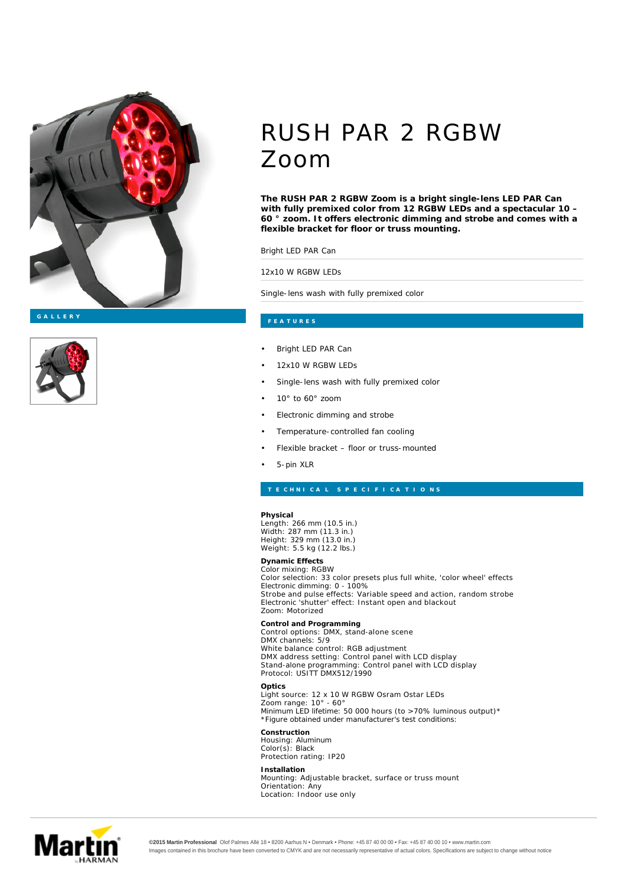# RUSH PAR 2 RGBW Zoom

**The RUSH PAR 2 RGBW Zoom is a bright single-lens LED PAR Can with fully premixed color from 12 RGBW LEDs and a spectacular 10 – 60 ° zoom. It offers electronic dimming and strobe and comes with a flexible bracket for floor or truss mounting.**

Bright LED PAR Can

12x10 W RGBW LEDs

Single-lens wash with fully premixed color

GALLERY

## FEATURES

- Bright LED PAR Can
- 12x10 W RGBW LEDs
- Single-lens wash with fully premixed color
- 10° to 60° zoom
- Electronic dimming and strobe
- Temperature-controlled fan cooling
- Flexible bracket – floor or truss-mounted
- 5-pin XLR

## TECHNICAL SPECIFICATIONS

**Physical**
Length: 266 mm (10.5 in.)
Width: 287 mm (11.3 in.)
Height: 329 mm (13.0 in.)
Weight: 5.5 kg (12.2 lbs.)

**Dynamic Effects**
Color mixing: RGBW
Color selection: 33 color presets plus full white, 'color wheel' effects
Electronic dimming: 0 - 100%
Strobe and pulse effects: Variable speed and action, random strobe
Electronic 'shutter' effect: Instant open and blackout
Zoom: Motorized

**Control and Programming**
Control options: DMX, stand-alone scene
DMX channels: 5/9
White balance control: RGB adjustment
DMX address setting: Control panel with LCD display
Stand-alone programming: Control panel with LCD display
Protocol: USITT DMX512/1990

**Optics**
Light source: 12 x 10 W RGBW Osram Ostar LEDs
Zoom range: 10° - 60°
Minimum LED lifetime: 50 000 hours (to >70% luminous output)*
*Figure obtained under manufacturer's test conditions:

**Construction**
Housing: Aluminum
Color(s): Black
Protection rating: IP20

**Installation**
Mounting: Adjustable bracket, surface or truss mount
Orientation: Any
Location: Indoor use only

**©2015 Martin Professional** Olof Palmes Allé 18 • 8200 Aarhus N • Denmark • Phone: +45 87 40 00 00 • Fax: +45 87 40 00 10 • www.martin.com
Images contained in this brochure have been converted to CMYK and are not necessarily representative of actual colors. Specifications are subject to change without notice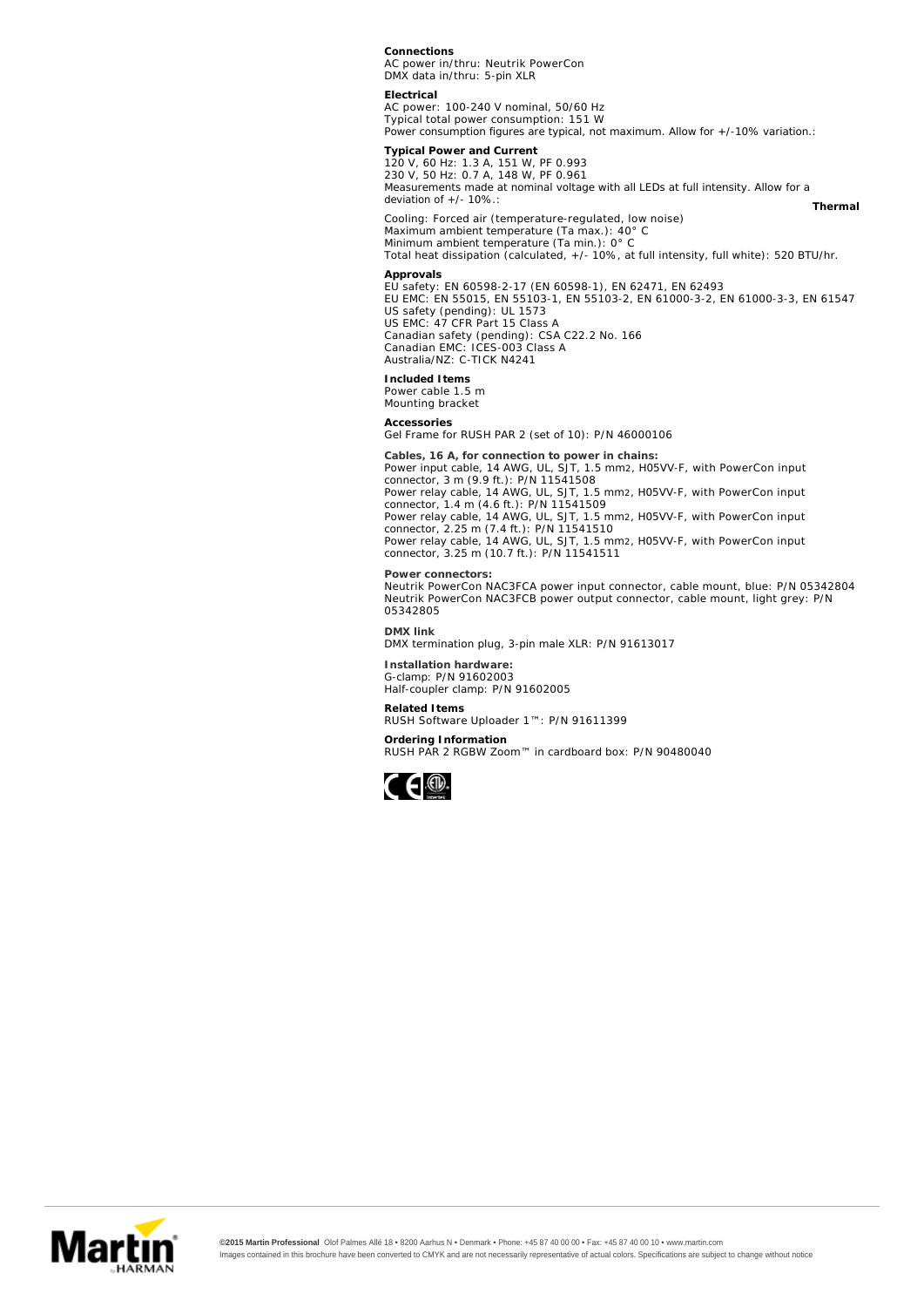**Connections**
AC power in/thru: Neutrik PowerCon
DMX data in/thru: 5-pin XLR

**Electrical**
AC power: 100-240 V nominal, 50/60 Hz
Typical total power consumption: 151 W
Power consumption figures are typical, not maximum. Allow for +/-10% variation.:

**Typical Power and Current**
120 V, 60 Hz: 1.3 A, 151 W, PF 0.993
230 V, 50 Hz: 0.7 A, 148 W, PF 0.961
Measurements made at nominal voltage with all LEDs at full intensity. Allow for a deviation of +/- 10%.:

**Thermal**
Cooling: Forced air (temperature-regulated, low noise)
Maximum ambient temperature (Ta max.): 40° C
Minimum ambient temperature (Ta min.): 0° C
Total heat dissipation (calculated, +/- 10%, at full intensity, full white): 520 BTU/hr.

**Approvals**
EU safety: EN 60598-2-17 (EN 60598-1), EN 62471, EN 62493
EU EMC: EN 55015, EN 55103-1, EN 55103-2, EN 61000-3-2, EN 61000-3-3, EN 61547
US safety (pending): UL 1573
US EMC: 47 CFR Part 15 Class A
Canadian safety (pending): CSA C22.2 No. 166
Canadian EMC: ICES-003 Class A
Australia/NZ: C-TICK N4241

**Included Items**
Power cable 1.5 m
Mounting bracket

**Accessories**
Gel Frame for RUSH PAR 2 (set of 10): P/N 46000106

**Cables, 16 A, for connection to power in chains:**
Power input cable, 14 AWG, UL, SJT, 1.5 mm2, H05VV-F, with PowerCon input connector, 3 m (9.9 ft.): P/N 11541508
Power relay cable, 14 AWG, UL, SJT, 1.5 mm2, H05VV-F, with PowerCon input connector, 1.4 m (4.6 ft.): P/N 11541509
Power relay cable, 14 AWG, UL, SJT, 1.5 mm2, H05VV-F, with PowerCon input connector, 2.25 m (7.4 ft.): P/N 11541510
Power relay cable, 14 AWG, UL, SJT, 1.5 mm2, H05VV-F, with PowerCon input connector, 3.25 m (10.7 ft.): P/N 11541511

**Power connectors:**
Neutrik PowerCon NAC3FCA power input connector, cable mount, blue: P/N 05342804
Neutrik PowerCon NAC3FCB power output connector, cable mount, light grey: P/N 05342805

**DMX link**
DMX termination plug, 3-pin male XLR: P/N 91613017

**Installation hardware:**
G-clamp: P/N 91602003
Half-coupler clamp: P/N 91602005

**Related Items**
RUSH Software Uploader 1™: P/N 91611399

**Ordering Information**
RUSH PAR 2 RGBW Zoom™ in cardboard box: P/N 90480040

**©2015 Martin Professional** Olof Palmes Allé 18 • 8200 Aarhus N • Denmark • Phone: +45 87 40 00 00 • Fax: +45 87 40 00 10 • www.martin.com
Images contained in this brochure have been converted to CMYK and are not necessarily representative of actual colors. Specifications are subject to change without notice